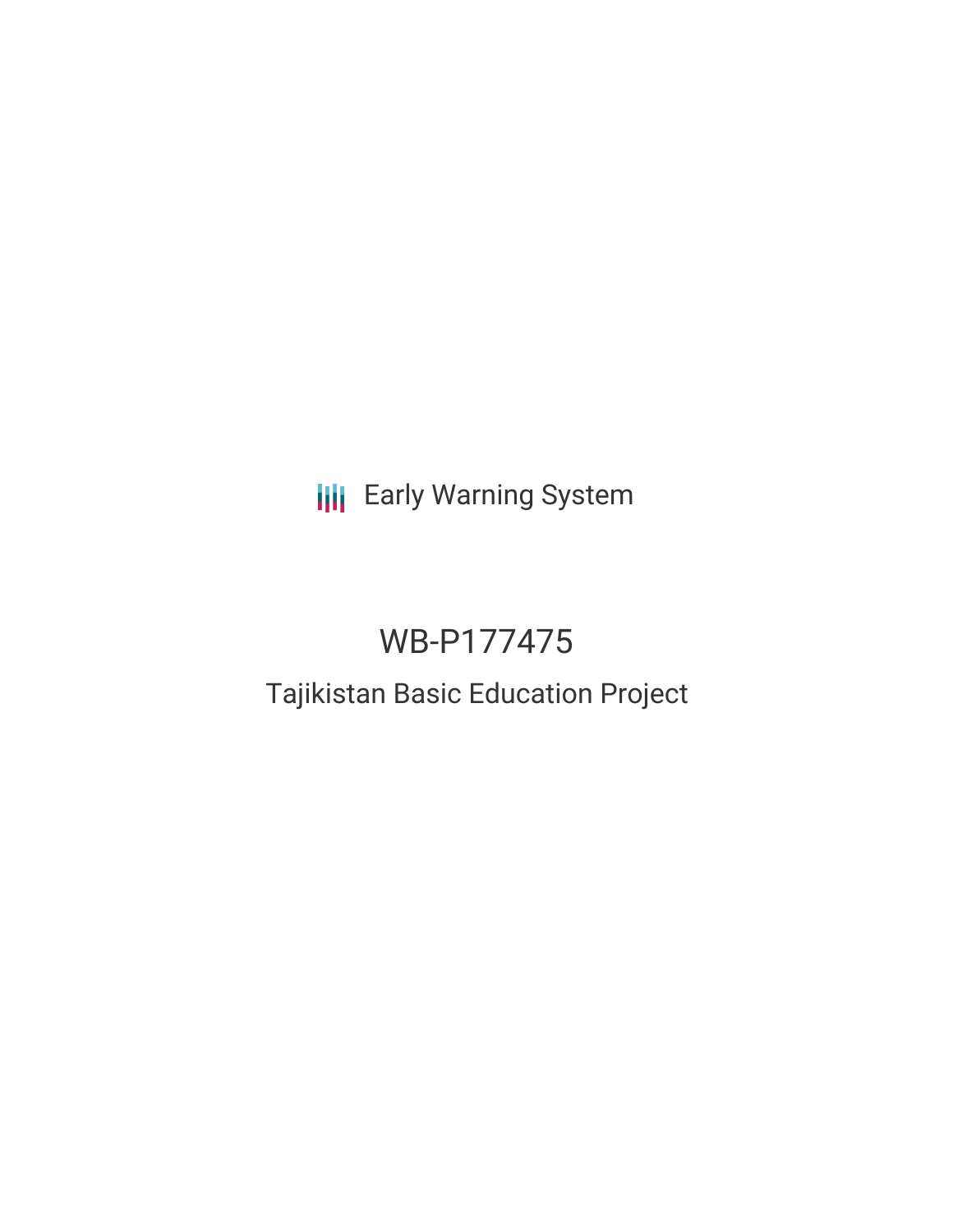Early Warning System

# WB-P177475

## Tajikistan Basic Education Project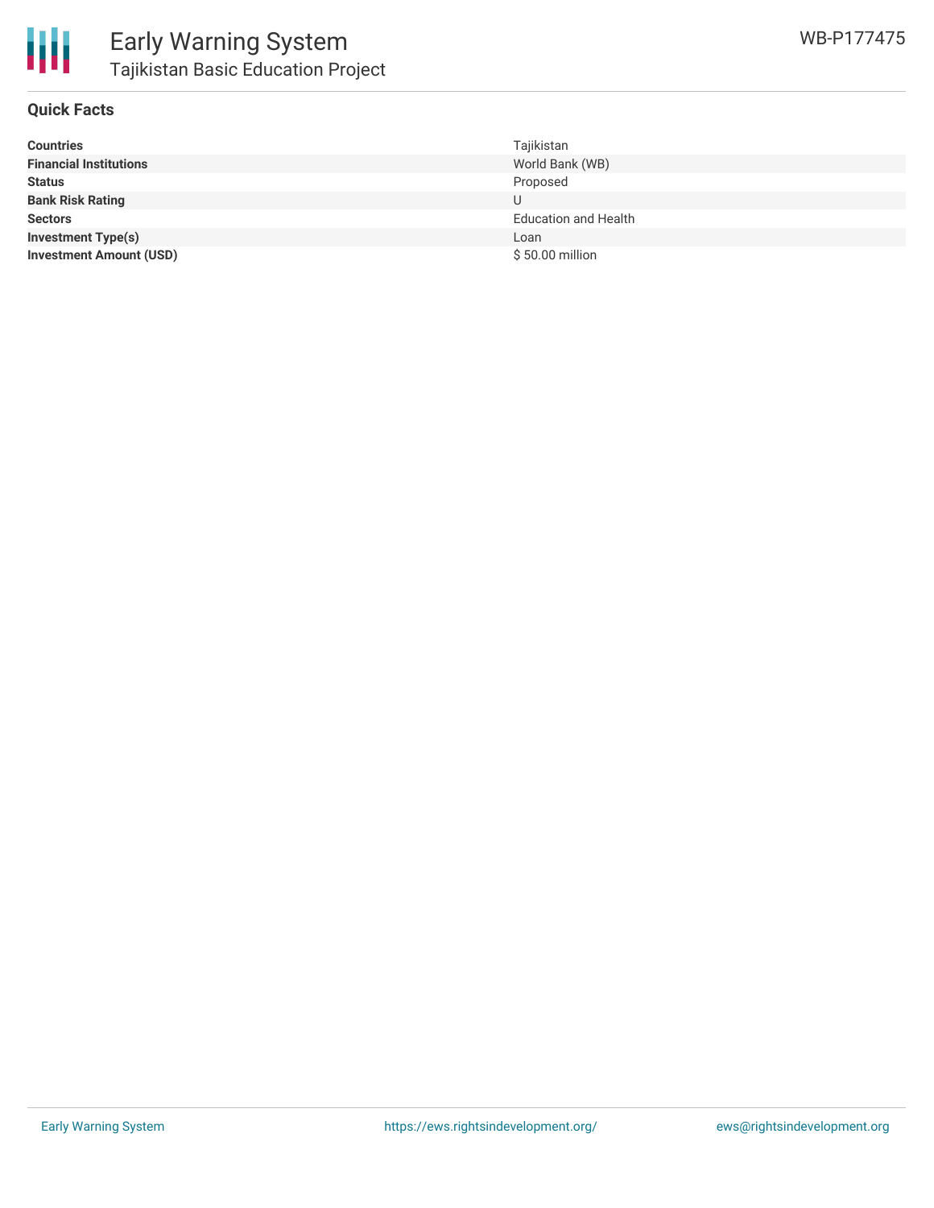## Quick Facts

| | |
|---|---|
| **Countries** | Tajikistan |
| **Financial Institutions** | World Bank (WB) |
| **Status** | Proposed |
| **Bank Risk Rating** | U |
| **Sectors** | Education and Health |
| **Investment Type(s)** | Loan |
| **Investment Amount (USD)** | $ 50.00 million |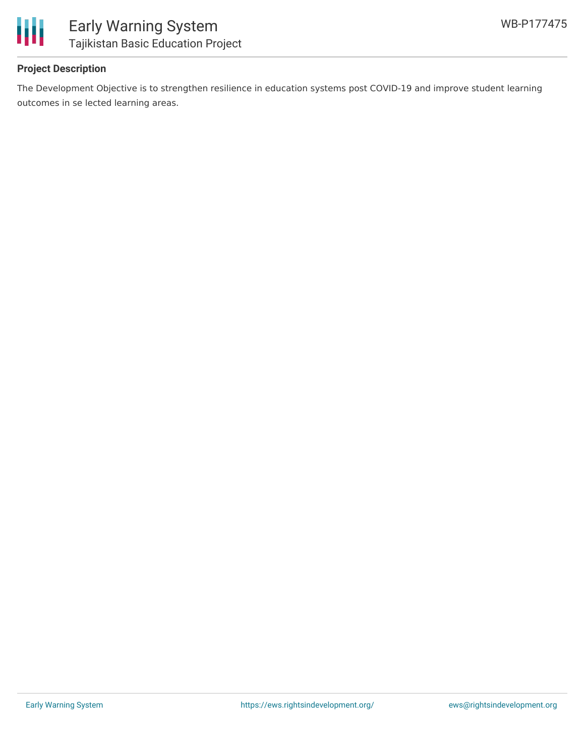## Project Description

The Development Objective is to strengthen resilience in education systems post COVID-19 and improve student learning outcomes in se lected learning areas.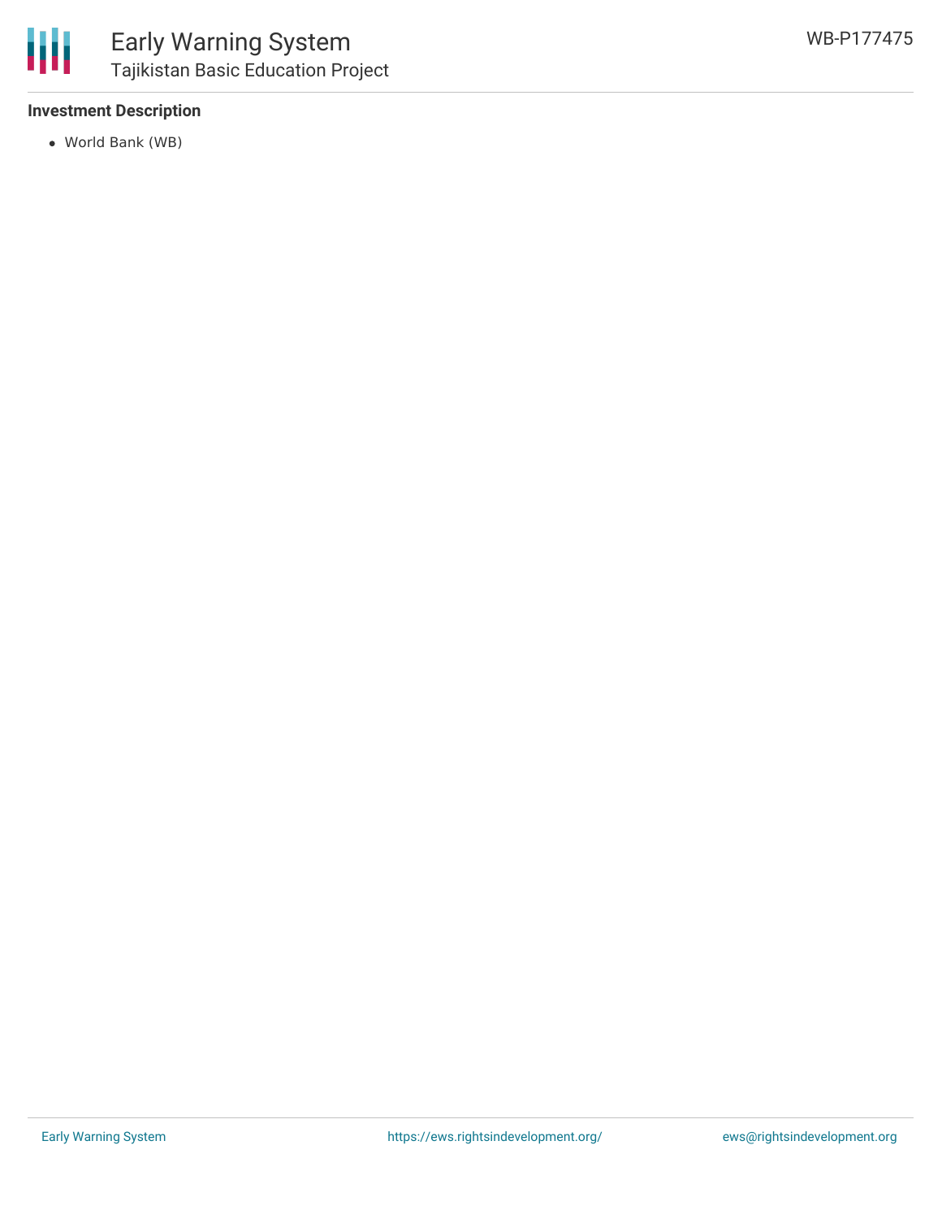### Investment Description

- World Bank (WB)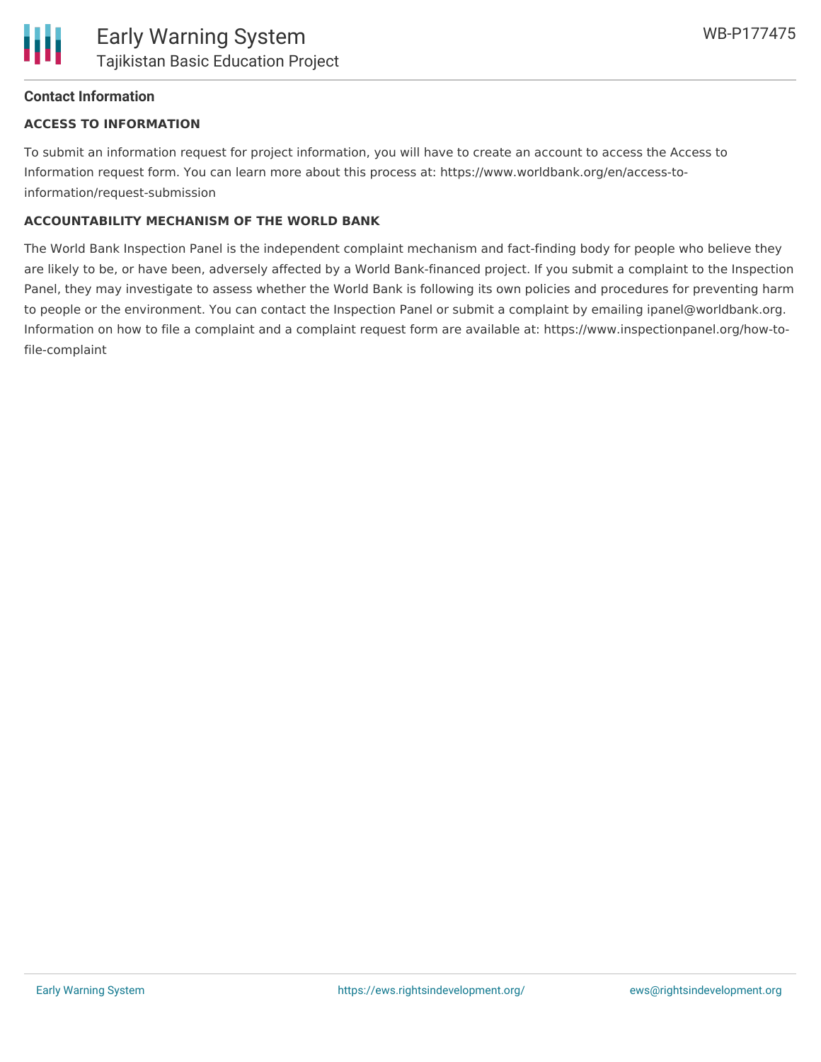### Contact Information

**ACCESS TO INFORMATION**

To submit an information request for project information, you will have to create an account to access the Access to Information request form. You can learn more about this process at: https://www.worldbank.org/en/access-to-information/request-submission

**ACCOUNTABILITY MECHANISM OF THE WORLD BANK**

The World Bank Inspection Panel is the independent complaint mechanism and fact-finding body for people who believe they are likely to be, or have been, adversely affected by a World Bank-financed project. If you submit a complaint to the Inspection Panel, they may investigate to assess whether the World Bank is following its own policies and procedures for preventing harm to people or the environment. You can contact the Inspection Panel or submit a complaint by emailing ipanel@worldbank.org. Information on how to file a complaint and a complaint request form are available at: https://www.inspectionpanel.org/how-to-file-complaint